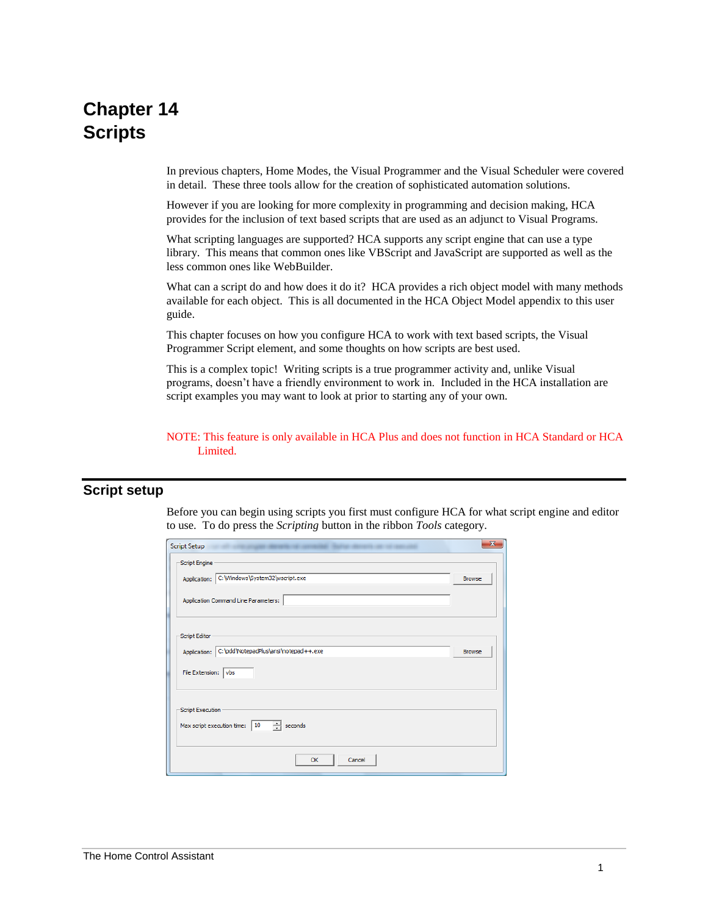# Chapter 14
# Scripts

In previous chapters, Home Modes, the Visual Programmer and the Visual Scheduler were covered in detail. These three tools allow for the creation of sophisticated automation solutions.

However if you are looking for more complexity in programming and decision making, HCA provides for the inclusion of text based scripts that are used as an adjunct to Visual Programs.

What scripting languages are supported? HCA supports any script engine that can use a type library. This means that common ones like VBScript and JavaScript are supported as well as the less common ones like WebBuilder.

What can a script do and how does it do it? HCA provides a rich object model with many methods available for each object. This is all documented in the HCA Object Model appendix to this user guide.

This chapter focuses on how you configure HCA to work with text based scripts, the Visual Programmer Script element, and some thoughts on how scripts are best used.

This is a complex topic! Writing scripts is a true programmer activity and, unlike Visual programs, doesn't have a friendly environment to work in. Included in the HCA installation are script examples you may want to look at prior to starting any of your own.

NOTE: This feature is only available in HCA Plus and does not function in HCA Standard or HCA Limited.

## Script setup

Before you can begin using scripts you first must configure HCA for what script engine and editor to use. To do press the *Scripting* button in the ribbon *Tools* category.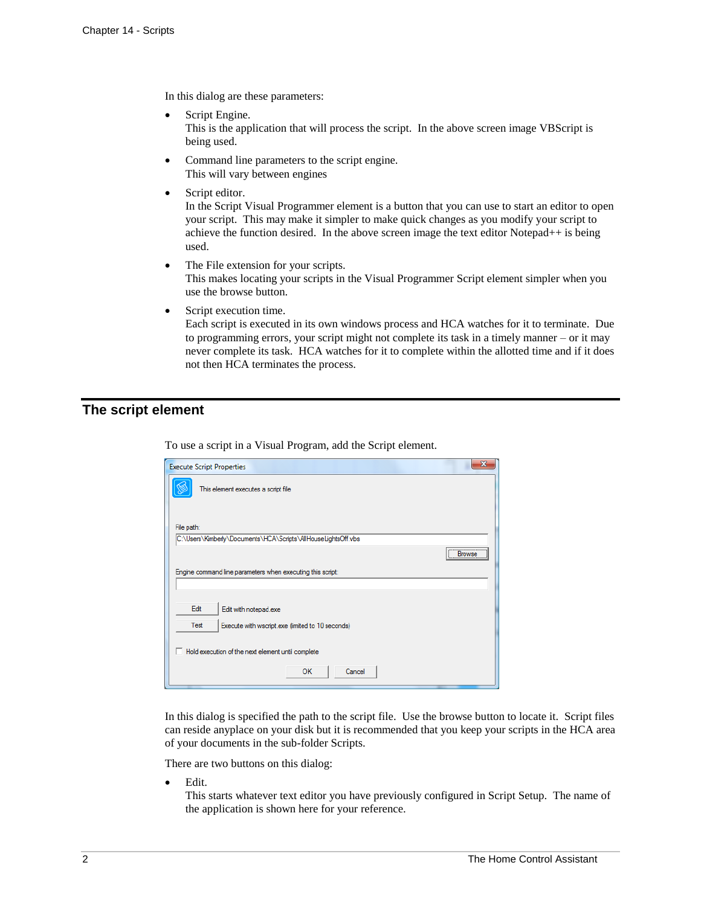In this dialog are these parameters:

- Script Engine.
  This is the application that will process the script. In the above screen image VBScript is being used.
- Command line parameters to the script engine.
  This will vary between engines
- Script editor.
  In the Script Visual Programmer element is a button that you can use to start an editor to open your script. This may make it simpler to make quick changes as you modify your script to achieve the function desired. In the above screen image the text editor Notepad++ is being used.
- The File extension for your scripts.
  This makes locating your scripts in the Visual Programmer Script element simpler when you use the browse button.
- Script execution time.
  Each script is executed in its own windows process and HCA watches for it to terminate. Due to programming errors, your script might not complete its task in a timely manner – or it may never complete its task. HCA watches for it to complete within the allotted time and if it does not then HCA terminates the process.

## The script element

To use a script in a Visual Program, add the Script element.

Execute Script Properties

This element executes a script file

File path:
C:\Users\Kimberly\Documents\HCA\Scripts\AllHouseLightsOff.vbs

Browse

Engine command line parameters when executing this script

Edit — Edit with notepad.exe

Test — Execute with wscript.exe (limited to 10 seconds)

Hold execution of the next element until complete

OK Cancel

In this dialog is specified the path to the script file. Use the browse button to locate it. Script files can reside anyplace on your disk but it is recommended that you keep your scripts in the HCA area of your documents in the sub-folder Scripts.

There are two buttons on this dialog:

- Edit.
  This starts whatever text editor you have previously configured in Script Setup. The name of the application is shown here for your reference.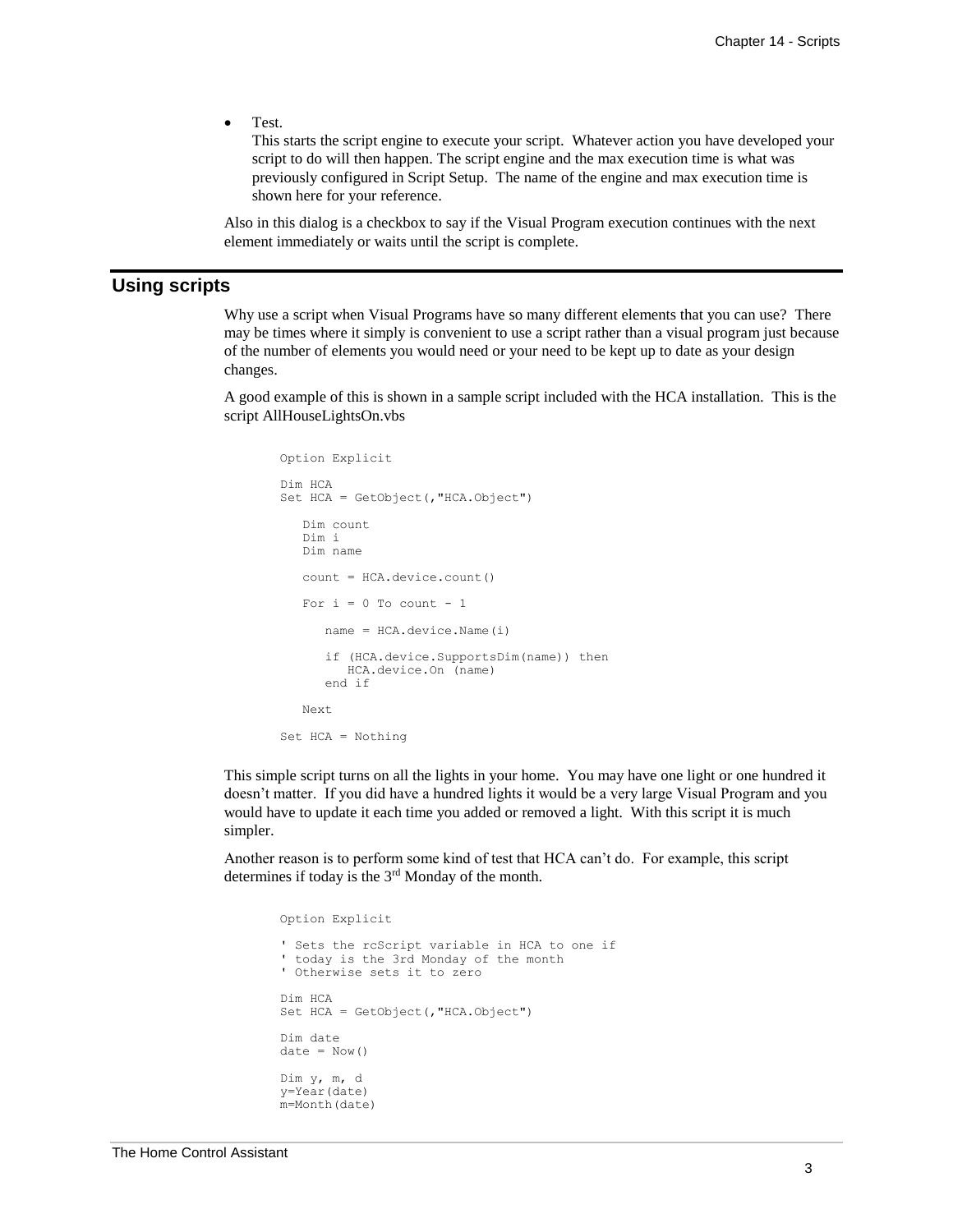- Test.
  This starts the script engine to execute your script. Whatever action you have developed your script to do will then happen. The script engine and the max execution time is what was previously configured in Script Setup. The name of the engine and max execution time is shown here for your reference.

Also in this dialog is a checkbox to say if the Visual Program execution continues with the next element immediately or waits until the script is complete.

## Using scripts

Why use a script when Visual Programs have so many different elements that you can use? There may be times where it simply is convenient to use a script rather than a visual program just because of the number of elements you would need or your need to be kept up to date as your design changes.

A good example of this is shown in a sample script included with the HCA installation. This is the script AllHouseLightsOn.vbs

```
Option Explicit

Dim HCA
Set HCA = GetObject(,"HCA.Object")

   Dim count
   Dim i
   Dim name

   count = HCA.device.count()

   For i = 0 To count - 1

      name = HCA.device.Name(i)

      if (HCA.device.SupportsDim(name)) then
         HCA.device.On (name)
      end if

   Next

Set HCA = Nothing
```

This simple script turns on all the lights in your home. You may have one light or one hundred it doesn't matter. If you did have a hundred lights it would be a very large Visual Program and you would have to update it each time you added or removed a light. With this script it is much simpler.

Another reason is to perform some kind of test that HCA can't do. For example, this script determines if today is the 3rd Monday of the month.

```
Option Explicit

' Sets the rcScript variable in HCA to one if
' today is the 3rd Monday of the month
' Otherwise sets it to zero

Dim HCA
Set HCA = GetObject(,"HCA.Object")

Dim date
date = Now()

Dim y, m, d
y=Year(date)
m=Month(date)
```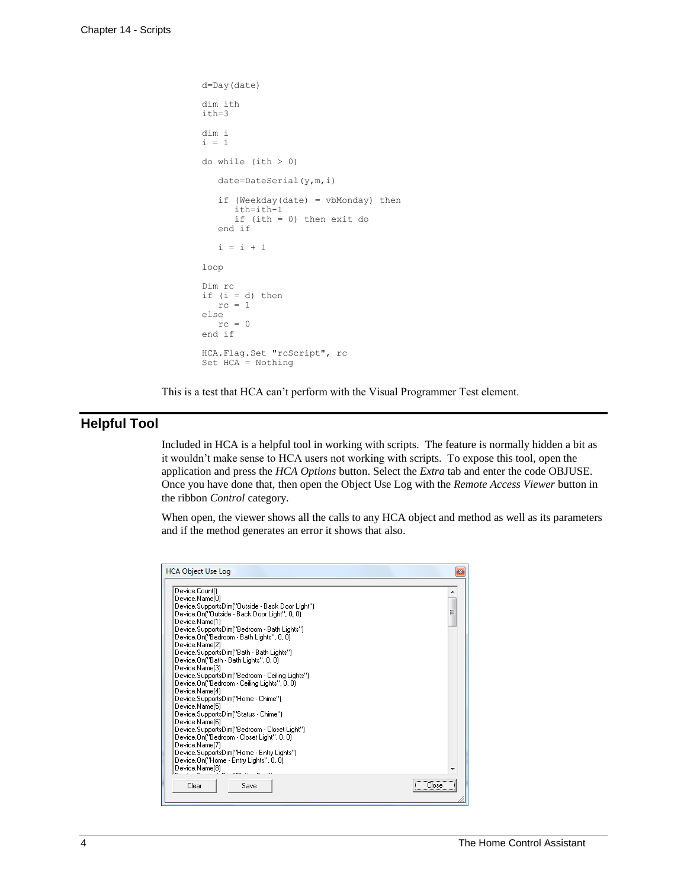```
d=Day(date)

dim ith
ith=3

dim i
i = 1

do while (ith > 0)

   date=DateSerial(y,m,i)

   if (Weekday(date) = vbMonday) then
      ith=ith-1
      if (ith = 0) then exit do
   end if

   i = i + 1

loop

Dim rc
if (i = d) then
   rc = 1
else
   rc = 0
end if

HCA.Flag.Set "rcScript", rc
Set HCA = Nothing
```

This is a test that HCA can't perform with the Visual Programmer Test element.

## Helpful Tool

Included in HCA is a helpful tool in working with scripts. The feature is normally hidden a bit as it wouldn't make sense to HCA users not working with scripts. To expose this tool, open the application and press the *HCA Options* button. Select the *Extra* tab and enter the code OBJUSE. Once you have done that, then open the Object Use Log with the *Remote Access Viewer* button in the ribbon *Control* category.

When open, the viewer shows all the calls to any HCA object and method as well as its parameters and if the method generates an error it shows that also.

```
HCA Object Use Log

Device.Count()
Device.Name(0)
Device.SupportsDim("Outside - Back Door Light")
Device.On("Outside - Back Door Light", 0, 0)
Device.Name(1)
Device.SupportsDim("Bedroom - Bath Lights")
Device.On("Bedroom - Bath Lights", 0, 0)
Device.Name(2)
Device.SupportsDim("Bath - Bath Lights")
Device.On("Bath - Bath Lights", 0, 0)
Device.Name(3)
Device.SupportsDim("Bedroom - Ceiling Lights")
Device.On("Bedroom - Ceiling Lights", 0, 0)
Device.Name(4)
Device.SupportsDim("Home - Chime")
Device.Name(5)
Device.SupportsDim("Status - Chime")
Device.Name(6)
Device.SupportsDim("Bedroom - Closet Light")
Device.On("Bedroom - Closet Light", 0, 0)
Device.Name(7)
Device.SupportsDim("Home - Entry Lights")
Device.On("Home - Entry Lights", 0, 0)
Device.Name(8)

[Clear] [Save] [Close]
```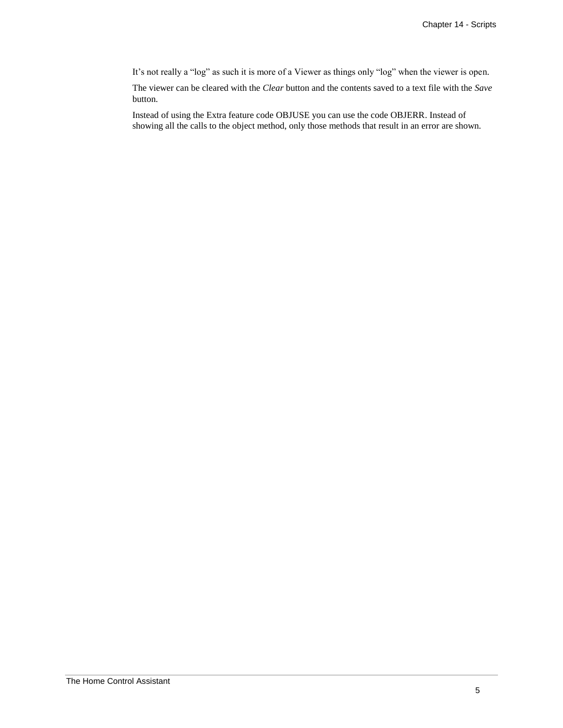It’s not really a “log” as such it is more of a Viewer as things only “log” when the viewer is open.

The viewer can be cleared with the *Clear* button and the contents saved to a text file with the *Save* button.

Instead of using the Extra feature code OBJUSE you can use the code OBJERR. Instead of showing all the calls to the object method, only those methods that result in an error are shown.